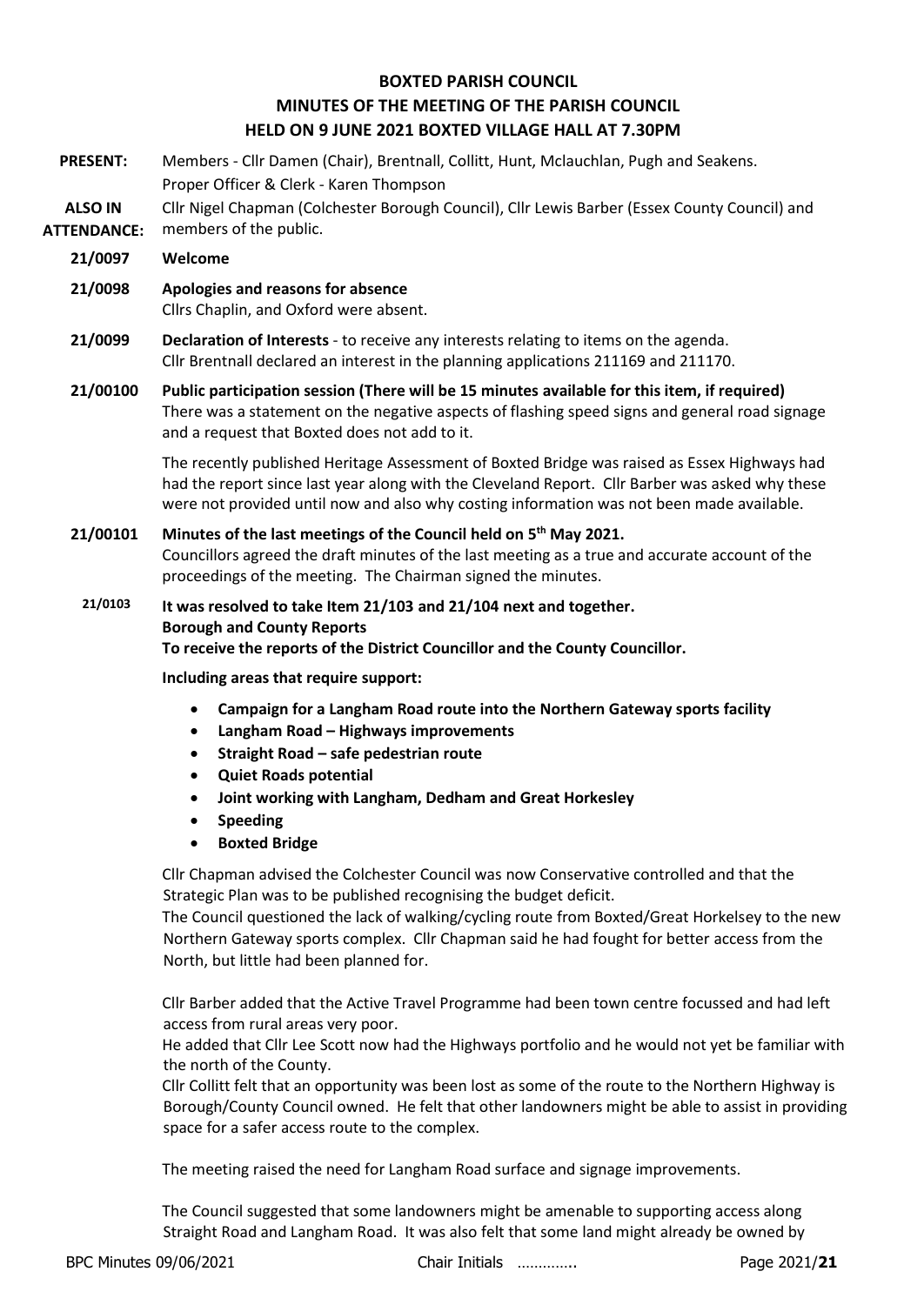# BOXTED PARISH COUNCIL
## MINUTES OF THE MEETING OF THE PARISH COUNCIL
## HELD ON 9 JUNE 2021 BOXTED VILLAGE HALL AT 7.30PM

**PRESENT:** Members - Cllr Damen (Chair), Brentnall, Collitt, Hunt, Mclauchlan, Pugh and Seakens.
Proper Officer & Clerk - Karen Thompson

**ALSO IN ATTENDANCE:** Cllr Nigel Chapman (Colchester Borough Council), Cllr Lewis Barber (Essex County Council) and members of the public.

**21/0097 Welcome**

**21/0098 Apologies and reasons for absence**
Cllrs Chaplin, and Oxford were absent.

**21/0099 Declaration of Interests** - to receive any interests relating to items on the agenda.
Cllr Brentnall declared an interest in the planning applications 211169 and 211170.

**21/00100 Public participation session (There will be 15 minutes available for this item, if required)**
There was a statement on the negative aspects of flashing speed signs and general road signage and a request that Boxted does not add to it.

The recently published Heritage Assessment of Boxted Bridge was raised as Essex Highways had had the report since last year along with the Cleveland Report. Cllr Barber was asked why these were not provided until now and also why costing information was not been made available.

**21/00101 Minutes of the last meetings of the Council held on 5th May 2021.**
Councillors agreed the draft minutes of the last meeting as a true and accurate account of the proceedings of the meeting. The Chairman signed the minutes.

**21/0103 It was resolved to take Item 21/103 and 21/104 next and together.**
**Borough and County Reports**
**To receive the reports of the District Councillor and the County Councillor.**

**Including areas that require support:**

- **Campaign for a Langham Road route into the Northern Gateway sports facility**
- **Langham Road – Highways improvements**
- **Straight Road – safe pedestrian route**
- **Quiet Roads potential**
- **Joint working with Langham, Dedham and Great Horkesley**
- **Speeding**
- **Boxted Bridge**

Cllr Chapman advised the Colchester Council was now Conservative controlled and that the Strategic Plan was to be published recognising the budget deficit.
The Council questioned the lack of walking/cycling route from Boxted/Great Horkelsey to the new Northern Gateway sports complex. Cllr Chapman said he had fought for better access from the North, but little had been planned for.

Cllr Barber added that the Active Travel Programme had been town centre focussed and had left access from rural areas very poor.
He added that Cllr Lee Scott now had the Highways portfolio and he would not yet be familiar with the north of the County.
Cllr Collitt felt that an opportunity was been lost as some of the route to the Northern Highway is Borough/County Council owned. He felt that other landowners might be able to assist in providing space for a safer access route to the complex.

The meeting raised the need for Langham Road surface and signage improvements.

The Council suggested that some landowners might be amenable to supporting access along Straight Road and Langham Road. It was also felt that some land might already be owned by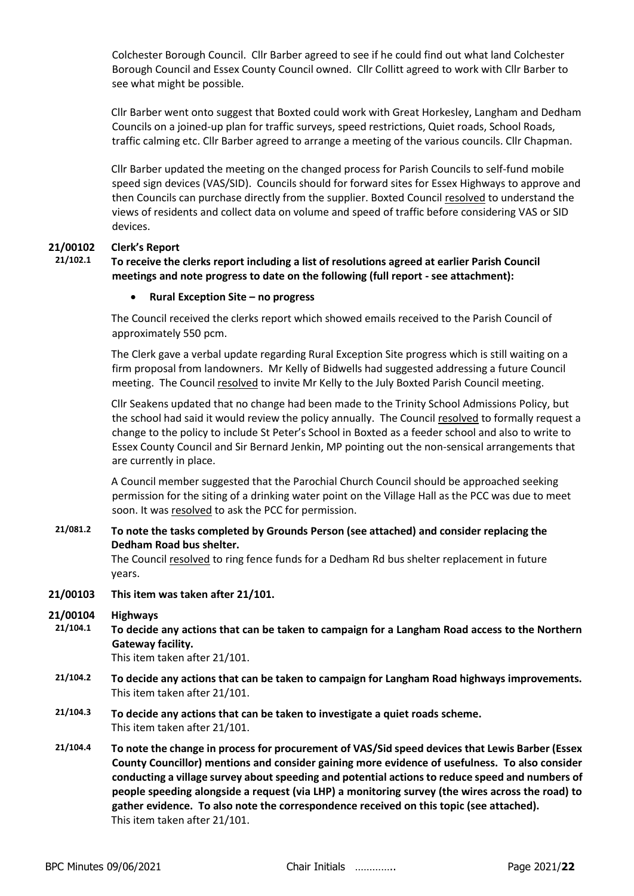Colchester Borough Council. Cllr Barber agreed to see if he could find out what land Colchester Borough Council and Essex County Council owned. Cllr Collitt agreed to work with Cllr Barber to see what might be possible.

Cllr Barber went onto suggest that Boxted could work with Great Horkesley, Langham and Dedham Councils on a joined-up plan for traffic surveys, speed restrictions, Quiet roads, School Roads, traffic calming etc. Cllr Barber agreed to arrange a meeting of the various councils. Cllr Chapman.

Cllr Barber updated the meeting on the changed process for Parish Councils to self-fund mobile speed sign devices (VAS/SID). Councils should for forward sites for Essex Highways to approve and then Councils can purchase directly from the supplier. Boxted Council resolved to understand the views of residents and collect data on volume and speed of traffic before considering VAS or SID devices.

**21/00102 Clerk's Report**

**21/102.1 To receive the clerks report including a list of resolutions agreed at earlier Parish Council meetings and note progress to date on the following (full report - see attachment):**

- **Rural Exception Site – no progress**

The Council received the clerks report which showed emails received to the Parish Council of approximately 550 pcm.

The Clerk gave a verbal update regarding Rural Exception Site progress which is still waiting on a firm proposal from landowners. Mr Kelly of Bidwells had suggested addressing a future Council meeting. The Council resolved to invite Mr Kelly to the July Boxted Parish Council meeting.

Cllr Seakens updated that no change had been made to the Trinity School Admissions Policy, but the school had said it would review the policy annually. The Council resolved to formally request a change to the policy to include St Peter's School in Boxted as a feeder school and also to write to Essex County Council and Sir Bernard Jenkin, MP pointing out the non-sensical arrangements that are currently in place.

A Council member suggested that the Parochial Church Council should be approached seeking permission for the siting of a drinking water point on the Village Hall as the PCC was due to meet soon. It was resolved to ask the PCC for permission.

**21/081.2 To note the tasks completed by Grounds Person (see attached) and consider replacing the Dedham Road bus shelter.**

The Council resolved to ring fence funds for a Dedham Rd bus shelter replacement in future years.

**21/00103 This item was taken after 21/101.**

**21/00104 Highways**

**21/104.1 To decide any actions that can be taken to campaign for a Langham Road access to the Northern Gateway facility.**

This item taken after 21/101.

**21/104.2 To decide any actions that can be taken to campaign for Langham Road highways improvements.**

This item taken after 21/101.

**21/104.3 To decide any actions that can be taken to investigate a quiet roads scheme.**

This item taken after 21/101.

**21/104.4 To note the change in process for procurement of VAS/Sid speed devices that Lewis Barber (Essex County Councillor) mentions and consider gaining more evidence of usefulness. To also consider conducting a village survey about speeding and potential actions to reduce speed and numbers of people speeding alongside a request (via LHP) a monitoring survey (the wires across the road) to gather evidence. To also note the correspondence received on this topic (see attached).**

This item taken after 21/101.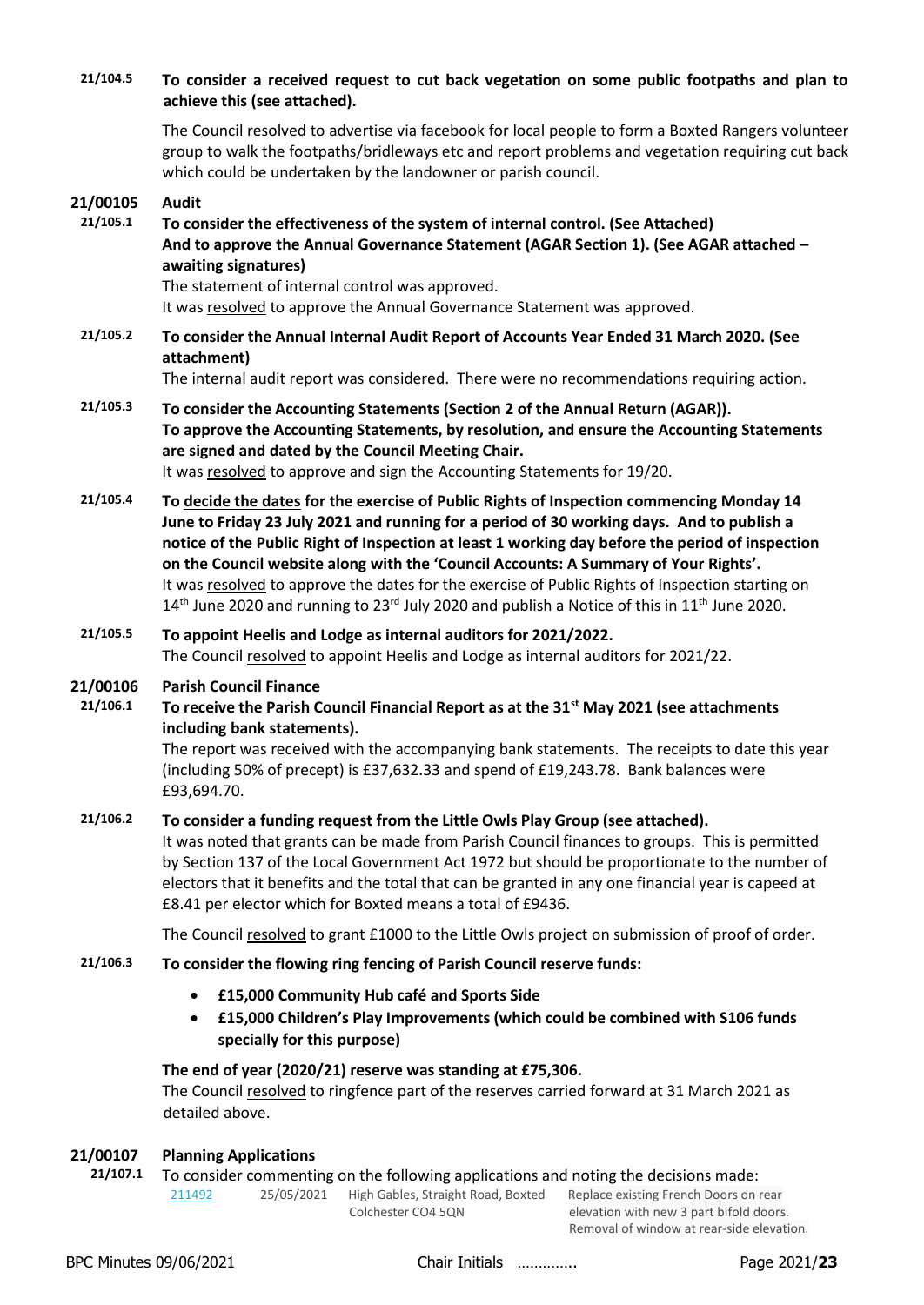**21/104.5** **To consider a received request to cut back vegetation on some public footpaths and plan to achieve this (see attached).**

The Council resolved to advertise via facebook for local people to form a Boxted Rangers volunteer group to walk the footpaths/bridleways etc and report problems and vegetation requiring cut back which could be undertaken by the landowner or parish council.

## 21/00105 Audit

**21/105.1** **To consider the effectiveness of the system of internal control. (See Attached) And to approve the Annual Governance Statement (AGAR Section 1). (See AGAR attached – awaiting signatures)**

The statement of internal control was approved.
It was resolved to approve the Annual Governance Statement was approved.

**21/105.2** **To consider the Annual Internal Audit Report of Accounts Year Ended 31 March 2020. (See attachment)**

The internal audit report was considered. There were no recommendations requiring action.

**21/105.3** **To consider the Accounting Statements (Section 2 of the Annual Return (AGAR)). To approve the Accounting Statements, by resolution, and ensure the Accounting Statements are signed and dated by the Council Meeting Chair.**

It was resolved to approve and sign the Accounting Statements for 19/20.

**21/105.4** **To decide the dates for the exercise of Public Rights of Inspection commencing Monday 14 June to Friday 23 July 2021 and running for a period of 30 working days. And to publish a notice of the Public Right of Inspection at least 1 working day before the period of inspection on the Council website along with the 'Council Accounts: A Summary of Your Rights'.**

It was resolved to approve the dates for the exercise of Public Rights of Inspection starting on 14th June 2020 and running to 23rd July 2020 and publish a Notice of this in 11th June 2020.

**21/105.5** **To appoint Heelis and Lodge as internal auditors for 2021/2022.**

The Council resolved to appoint Heelis and Lodge as internal auditors for 2021/22.

## 21/00106 Parish Council Finance

**21/106.1** **To receive the Parish Council Financial Report as at the 31st May 2021 (see attachments including bank statements).**

The report was received with the accompanying bank statements. The receipts to date this year (including 50% of precept) is £37,632.33 and spend of £19,243.78. Bank balances were £93,694.70.

**21/106.2** **To consider a funding request from the Little Owls Play Group (see attached).**

It was noted that grants can be made from Parish Council finances to groups. This is permitted by Section 137 of the Local Government Act 1972 but should be proportionate to the number of electors that it benefits and the total that can be granted in any one financial year is capeed at £8.41 per elector which for Boxted means a total of £9436.

The Council resolved to grant £1000 to the Little Owls project on submission of proof of order.

**21/106.3** **To consider the flowing ring fencing of Parish Council reserve funds:**

- **£15,000 Community Hub café and Sports Side**
- **£15,000 Children's Play Improvements (which could be combined with S106 funds specially for this purpose)**

**The end of year (2020/21) reserve was standing at £75,306.**

The Council resolved to ringfence part of the reserves carried forward at 31 March 2021 as detailed above.

## 21/00107 Planning Applications

**21/107.1** To consider commenting on the following applications and noting the decisions made:

| | | | |
|---|---|---|---|
| 211492 | 25/05/2021 | High Gables, Straight Road, Boxted Colchester CO4 5QN | Replace existing French Doors on rear elevation with new 3 part bifold doors. Removal of window at rear-side elevation. |

BPC Minutes 09/06/2021 Chair Initials ………….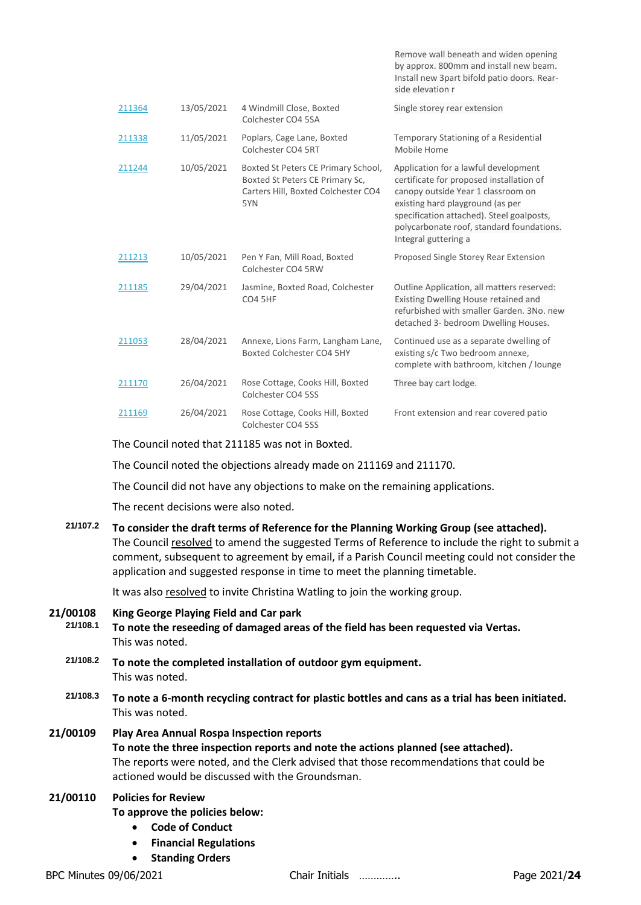| | | | |
|---|---|---|---|
| | | | Remove wall beneath and widen opening by approx. 800mm and install new beam. Install new 3part bifold patio doors. Rear-side elevation r |
| 211364 | 13/05/2021 | 4 Windmill Close, Boxted Colchester CO4 5SA | Single storey rear extension |
| 211338 | 11/05/2021 | Poplars, Cage Lane, Boxted Colchester CO4 5RT | Temporary Stationing of a Residential Mobile Home |
| 211244 | 10/05/2021 | Boxted St Peters CE Primary School, Boxted St Peters CE Primary Sc, Carters Hill, Boxted Colchester CO4 5YN | Application for a lawful development certificate for proposed installation of canopy outside Year 1 classroom on existing hard playground (as per specification attached). Steel goalposts, polycarbonate roof, standard foundations. Integral guttering a |
| 211213 | 10/05/2021 | Pen Y Fan, Mill Road, Boxted Colchester CO4 5RW | Proposed Single Storey Rear Extension |
| 211185 | 29/04/2021 | Jasmine, Boxted Road, Colchester CO4 5HF | Outline Application, all matters reserved: Existing Dwelling House retained and refurbished with smaller Garden. 3No. new detached 3- bedroom Dwelling Houses. |
| 211053 | 28/04/2021 | Annexe, Lions Farm, Langham Lane, Boxted Colchester CO4 5HY | Continued use as a separate dwelling of existing s/c Two bedroom annexe, complete with bathroom, kitchen / lounge |
| 211170 | 26/04/2021 | Rose Cottage, Cooks Hill, Boxted Colchester CO4 5SS | Three bay cart lodge. |
| 211169 | 26/04/2021 | Rose Cottage, Cooks Hill, Boxted Colchester CO4 5SS | Front extension and rear covered patio |

The Council noted that 211185 was not in Boxted.

The Council noted the objections already made on 211169 and 211170.

The Council did not have any objections to make on the remaining applications.

The recent decisions were also noted.

**21/107.2** **To consider the draft terms of Reference for the Planning Working Group (see attached).**
The Council resolved to amend the suggested Terms of Reference to include the right to submit a comment, subsequent to agreement by email, if a Parish Council meeting could not consider the application and suggested response in time to meet the planning timetable.

It was also resolved to invite Christina Watling to join the working group.

**21/00108** **King George Playing Field and Car park**

**21/108.1** **To note the reseeding of damaged areas of the field has been requested via Vertas.**
This was noted.

**21/108.2** **To note the completed installation of outdoor gym equipment.**
This was noted.

**21/108.3** **To note a 6-month recycling contract for plastic bottles and cans as a trial has been initiated.**
This was noted.

**21/00109** **Play Area Annual Rospa Inspection reports**
**To note the three inspection reports and note the actions planned (see attached).**
The reports were noted, and the Clerk advised that those recommendations that could be actioned would be discussed with the Groundsman.

**21/00110** **Policies for Review**
**To approve the policies below:**

- **Code of Conduct**
- **Financial Regulations**
- **Standing Orders**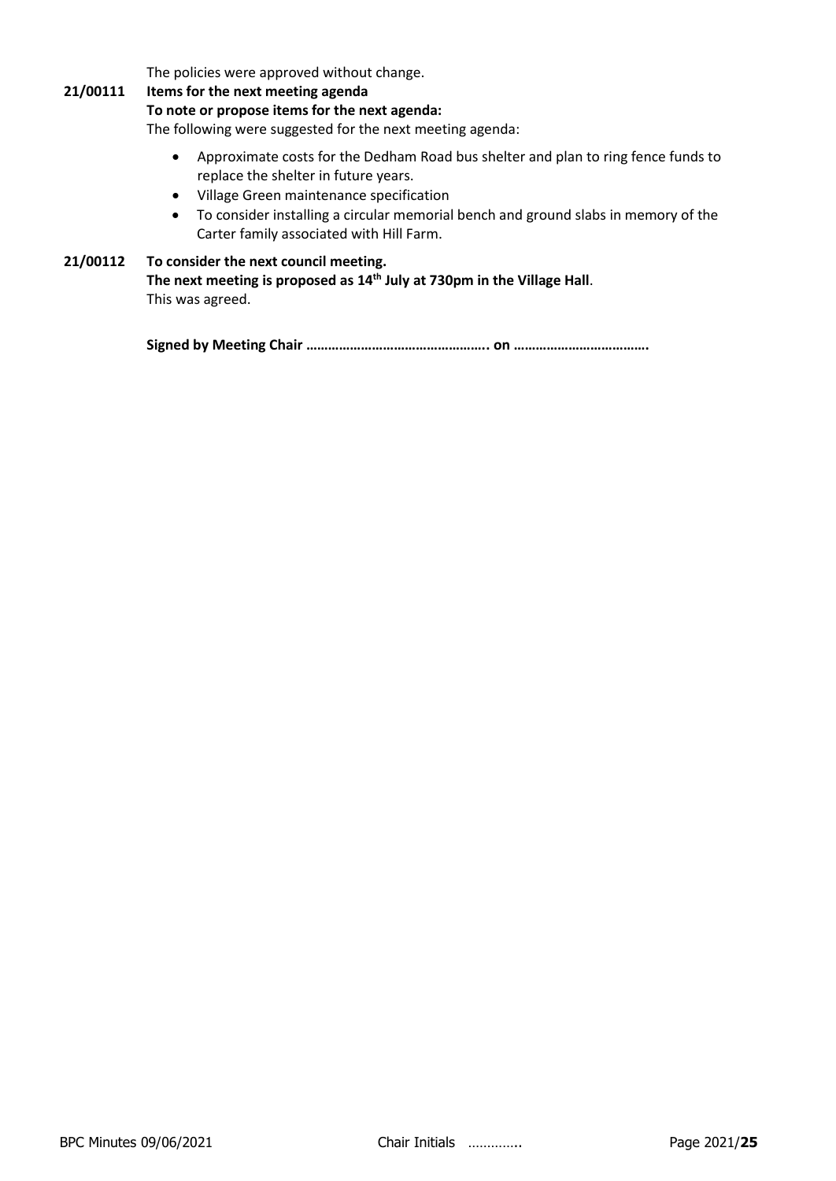The policies were approved without change.

**21/00111 Items for the next meeting agenda**

**To note or propose items for the next agenda:**

The following were suggested for the next meeting agenda:

- Approximate costs for the Dedham Road bus shelter and plan to ring fence funds to replace the shelter in future years.
- Village Green maintenance specification
- To consider installing a circular memorial bench and ground slabs in memory of the Carter family associated with Hill Farm.

**21/00112 To consider the next council meeting.**

**The next meeting is proposed as 14th July at 730pm in the Village Hall**.

This was agreed.

**Signed by Meeting Chair ………………………………………….. on ……………………………….**